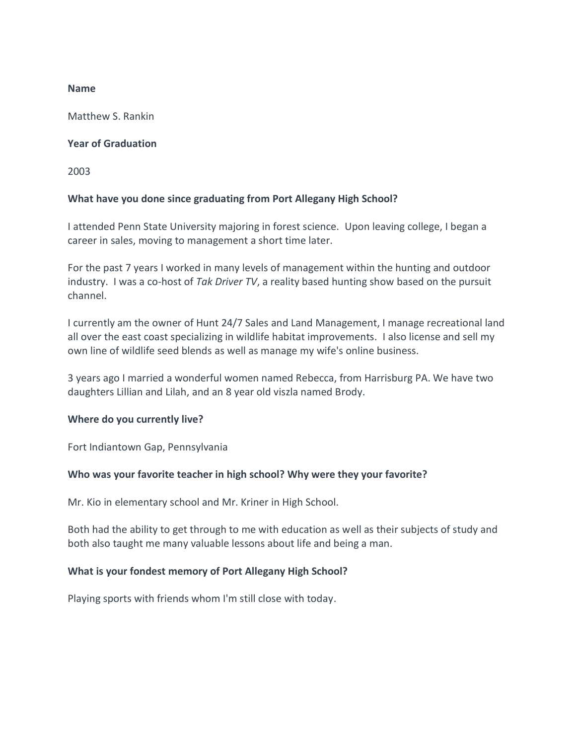**Name**

Matthew S. Rankin

**Year of Graduation**

2003

**What have you done since graduating from Port Allegany High School?**

I attended Penn State University majoring in forest science. Upon leaving college, I began a career in sales, moving to management a short time later.

For the past 7 years I worked in many levels of management within the hunting and outdoor industry. I was a co-host of *Tak Driver TV*, a reality based hunting show based on the pursuit channel.

I currently am the owner of Hunt 24/7 Sales and Land Management, I manage recreational land all over the east coast specializing in wildlife habitat improvements. I also license and sell my own line of wildlife seed blends as well as manage my wife's online business.

3 years ago I married a wonderful women named Rebecca, from Harrisburg PA. We have two daughters Lillian and Lilah, and an 8 year old viszla named Brody.

**Where do you currently live?**

Fort Indiantown Gap, Pennsylvania

**Who was your favorite teacher in high school? Why were they your favorite?**

Mr. Kio in elementary school and Mr. Kriner in High School.

Both had the ability to get through to me with education as well as their subjects of study and both also taught me many valuable lessons about life and being a man.

**What is your fondest memory of Port Allegany High School?**

Playing sports with friends whom I'm still close with today.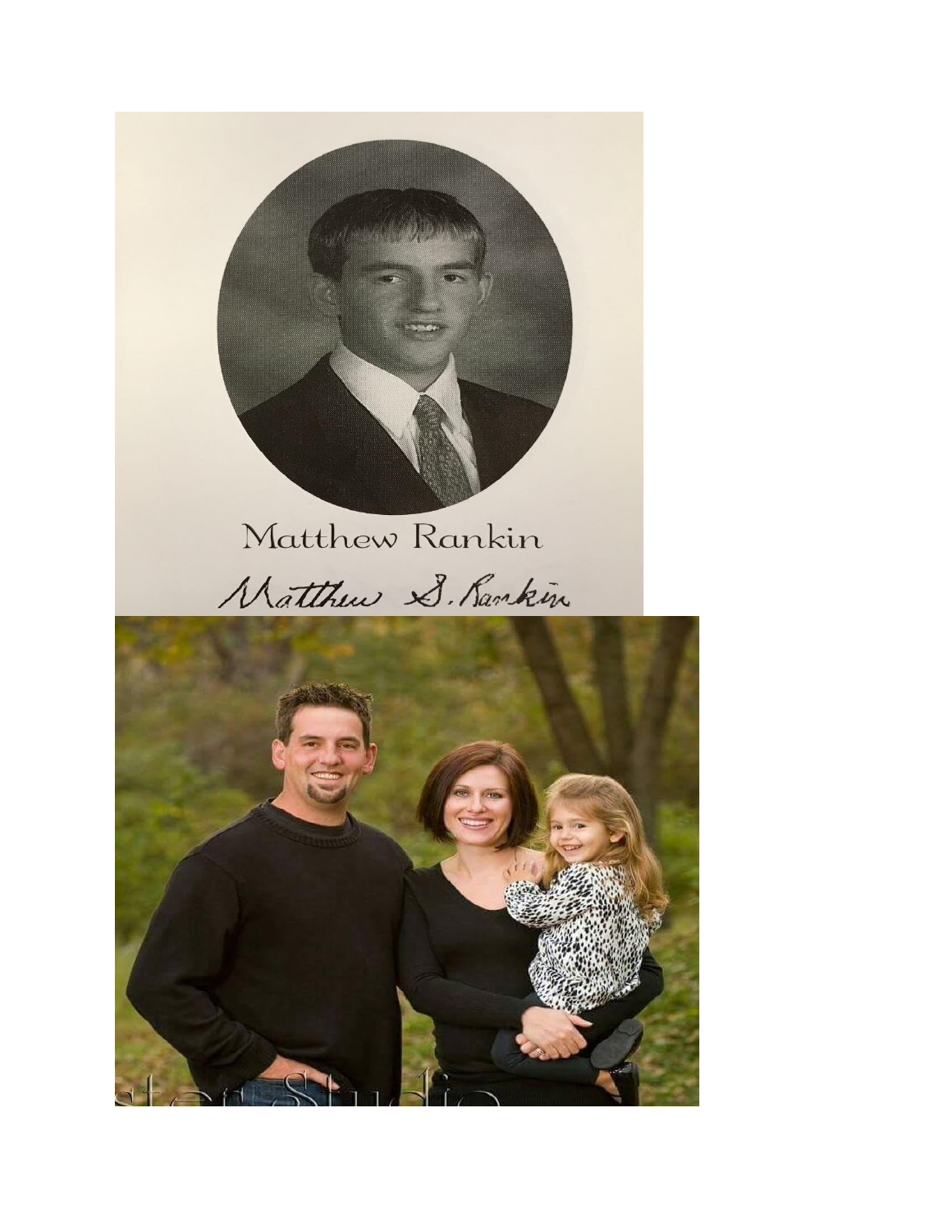Matthew Rankin

Matthew S. Rankin